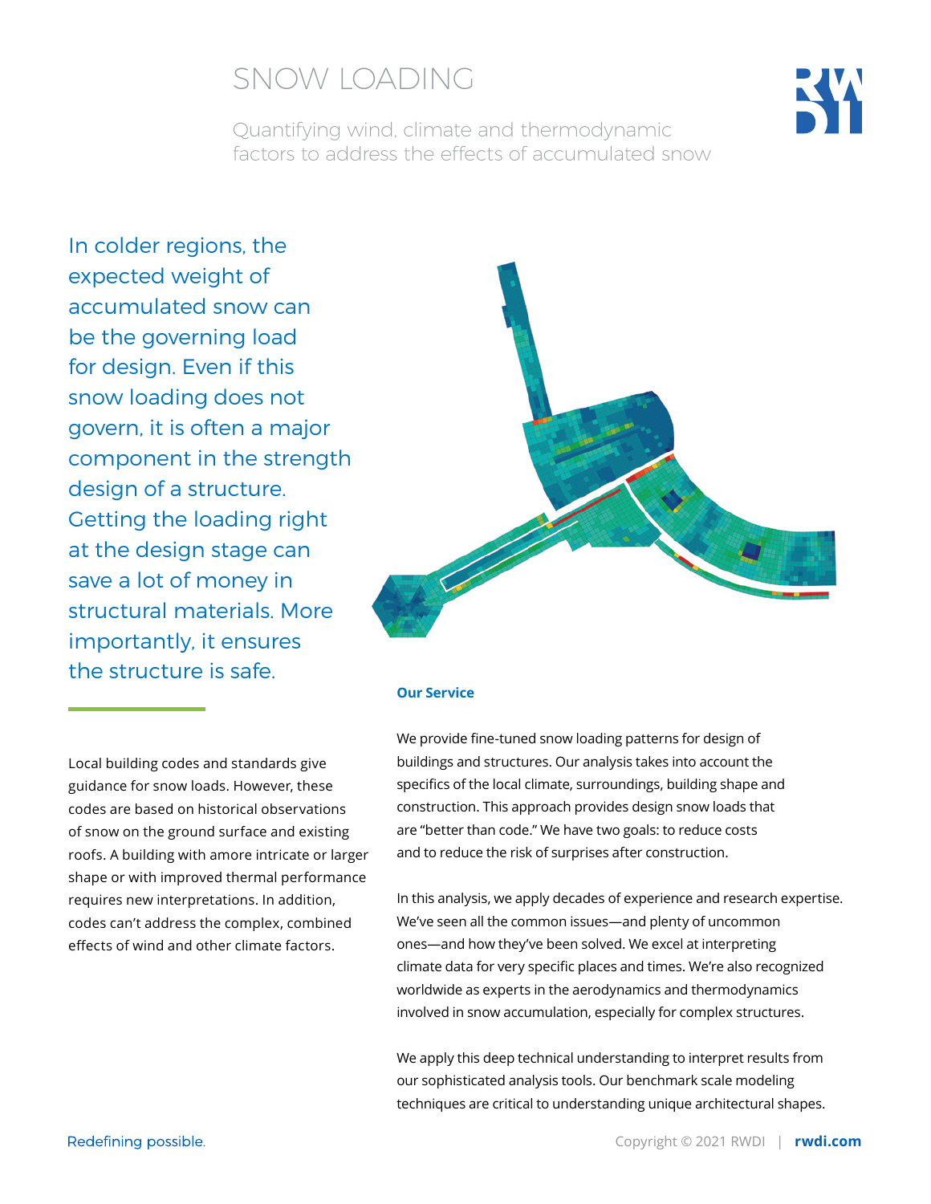# SNOW LOADING

Quantifying wind, climate and thermodynamic factors to address the effects of accumulated snow

In colder regions, the expected weight of accumulated snow can be the governing load for design. Even if this snow loading does not govern, it is often a major component in the strength design of a structure. Getting the loading right at the design stage can save a lot of money in structural materials. More importantly, it ensures the structure is safe.

Local building codes and standards give guidance for snow loads. However, these codes are based on historical observations of snow on the ground surface and existing roofs. A building with amore intricate or larger shape or with improved thermal performance requires new interpretations. In addition, codes can't address the complex, combined effects of wind and other climate factors.

### Our Service

We provide fine-tuned snow loading patterns for design of buildings and structures. Our analysis takes into account the specifics of the local climate, surroundings, building shape and construction. This approach provides design snow loads that are "better than code." We have two goals: to reduce costs and to reduce the risk of surprises after construction.

In this analysis, we apply decades of experience and research expertise. We've seen all the common issues—and plenty of uncommon ones—and how they've been solved. We excel at interpreting climate data for very specific places and times. We're also recognized worldwide as experts in the aerodynamics and thermodynamics involved in snow accumulation, especially for complex structures.

We apply this deep technical understanding to interpret results from our sophisticated analysis tools. Our benchmark scale modeling techniques are critical to understanding unique architectural shapes.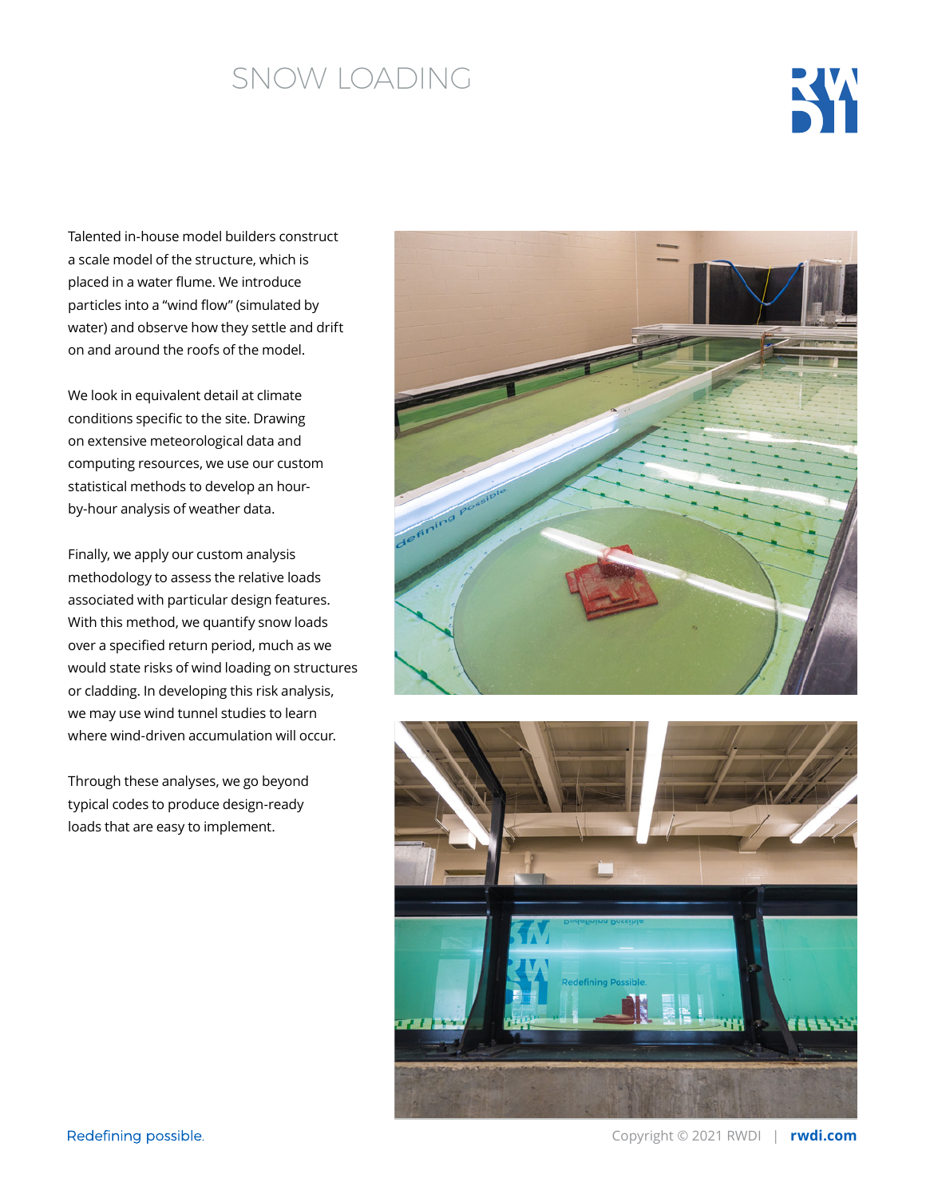# SNOW LOADING

Talented in-house model builders construct a scale model of the structure, which is placed in a water flume. We introduce particles into a "wind flow" (simulated by water) and observe how they settle and drift on and around the roofs of the model.

We look in equivalent detail at climate conditions specific to the site. Drawing on extensive meteorological data and computing resources, we use our custom statistical methods to develop an hour-by-hour analysis of weather data.

Finally, we apply our custom analysis methodology to assess the relative loads associated with particular design features. With this method, we quantify snow loads over a specified return period, much as we would state risks of wind loading on structures or cladding. In developing this risk analysis, we may use wind tunnel studies to learn where wind-driven accumulation will occur.

Through these analyses, we go beyond typical codes to produce design-ready loads that are easy to implement.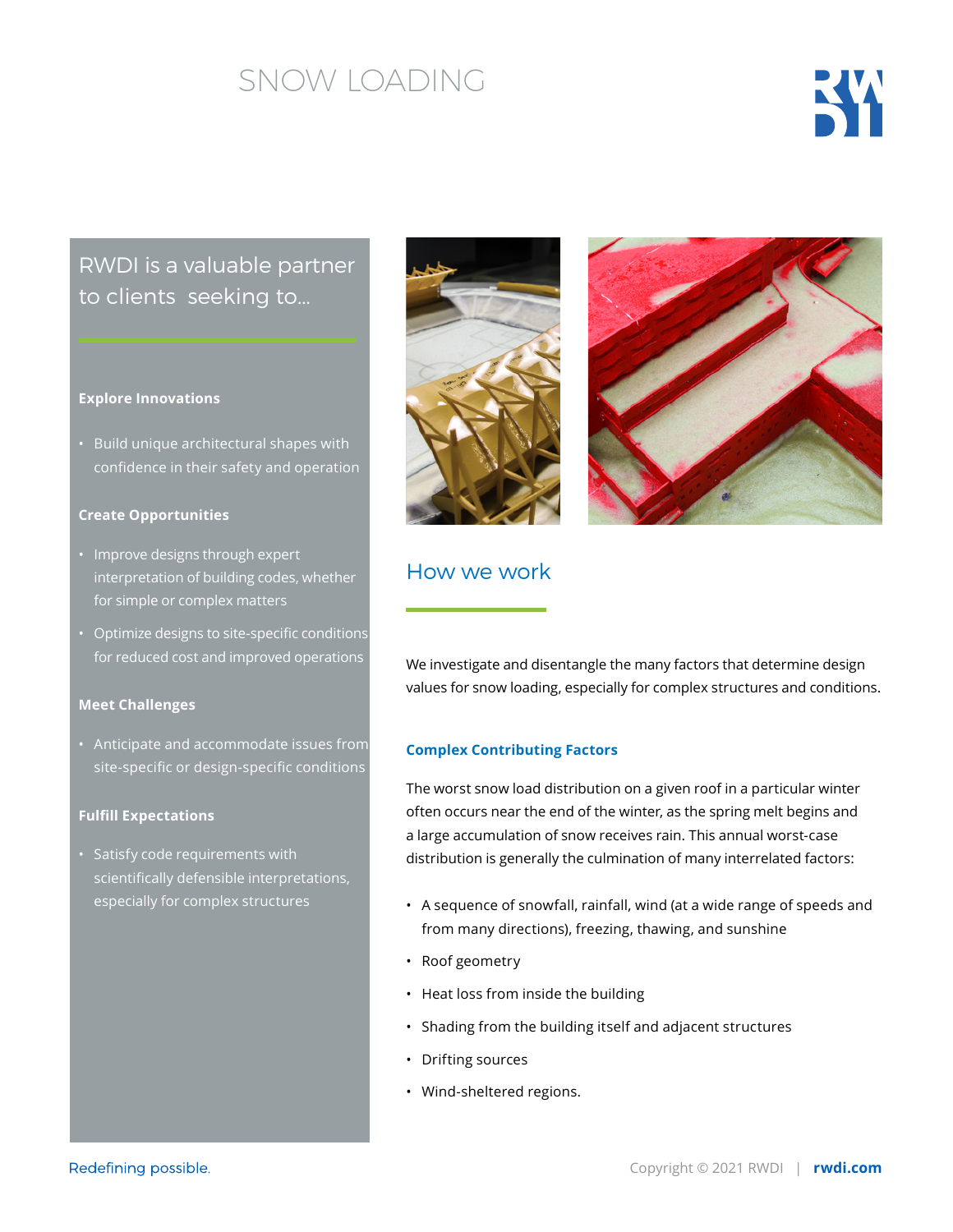# SNOW LOADING

## RWDI is a valuable partner to clients seeking to...

**Explore Innovations**

- Build unique architectural shapes with confidence in their safety and operation

**Create Opportunities**

- Improve designs through expert interpretation of building codes, whether for simple or complex matters
- Optimize designs to site-specific conditions for reduced cost and improved operations

**Meet Challenges**

- Anticipate and accommodate issues from site-specific or design-specific conditions

**Fulfill Expectations**

- Satisfy code requirements with scientifically defensible interpretations, especially for complex structures

## How we work

We investigate and disentangle the many factors that determine design values for snow loading, especially for complex structures and conditions.

### Complex Contributing Factors

The worst snow load distribution on a given roof in a particular winter often occurs near the end of the winter, as the spring melt begins and a large accumulation of snow receives rain. This annual worst-case distribution is generally the culmination of many interrelated factors:

- A sequence of snowfall, rainfall, wind (at a wide range of speeds and from many directions), freezing, thawing, and sunshine
- Roof geometry
- Heat loss from inside the building
- Shading from the building itself and adjacent structures
- Drifting sources
- Wind-sheltered regions.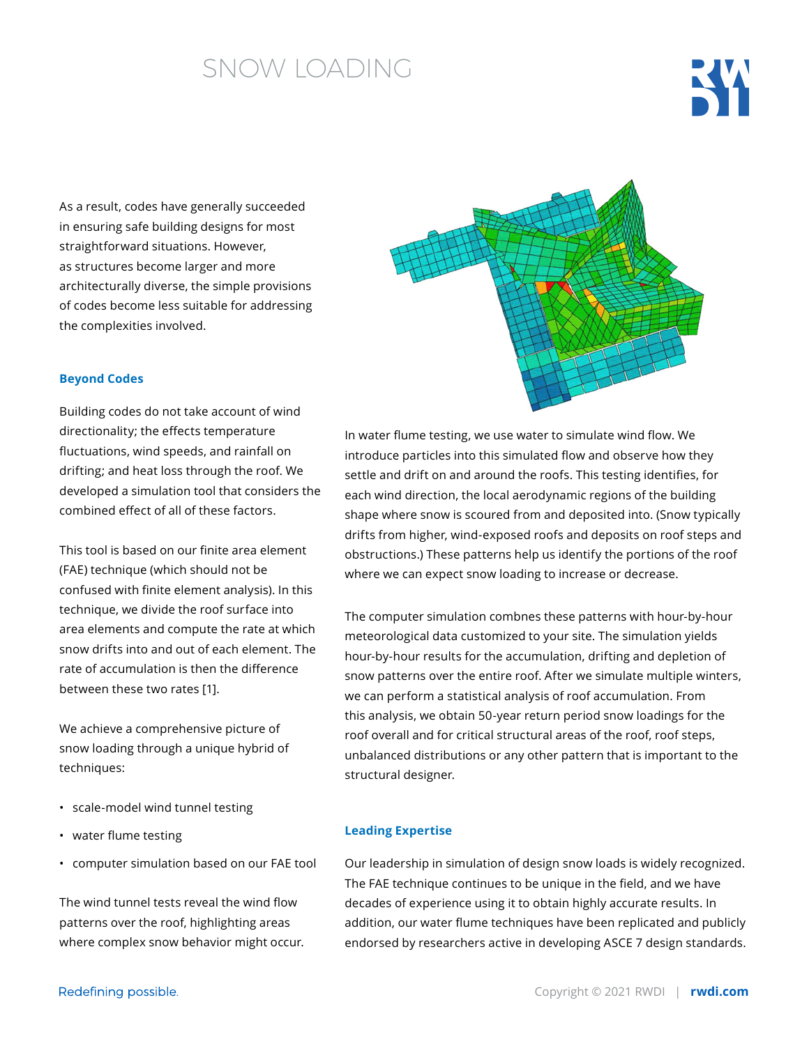# SNOW LOADING

As a result, codes have generally succeeded in ensuring safe building designs for most straightforward situations. However, as structures become larger and more architecturally diverse, the simple provisions of codes become less suitable for addressing the complexities involved.

### Beyond Codes

Building codes do not take account of wind directionality; the effects temperature fluctuations, wind speeds, and rainfall on drifting; and heat loss through the roof. We developed a simulation tool that considers the combined effect of all of these factors.

This tool is based on our finite area element (FAE) technique (which should not be confused with finite element analysis). In this technique, we divide the roof surface into area elements and compute the rate at which snow drifts into and out of each element. The rate of accumulation is then the difference between these two rates [1].

We achieve a comprehensive picture of snow loading through a unique hybrid of techniques:

- scale-model wind tunnel testing
- water flume testing
- computer simulation based on our FAE tool

The wind tunnel tests reveal the wind flow patterns over the roof, highlighting areas where complex snow behavior might occur.

In water flume testing, we use water to simulate wind flow. We introduce particles into this simulated flow and observe how they settle and drift on and around the roofs. This testing identifies, for each wind direction, the local aerodynamic regions of the building shape where snow is scoured from and deposited into. (Snow typically drifts from higher, wind-exposed roofs and deposits on roof steps and obstructions.) These patterns help us identify the portions of the roof where we can expect snow loading to increase or decrease.

The computer simulation combnes these patterns with hour-by-hour meteorological data customized to your site. The simulation yields hour-by-hour results for the accumulation, drifting and depletion of snow patterns over the entire roof. After we simulate multiple winters, we can perform a statistical analysis of roof accumulation. From this analysis, we obtain 50-year return period snow loadings for the roof overall and for critical structural areas of the roof, roof steps, unbalanced distributions or any other pattern that is important to the structural designer.

### Leading Expertise

Our leadership in simulation of design snow loads is widely recognized. The FAE technique continues to be unique in the field, and we have decades of experience using it to obtain highly accurate results. In addition, our water flume techniques have been replicated and publicly endorsed by researchers active in developing ASCE 7 design standards.